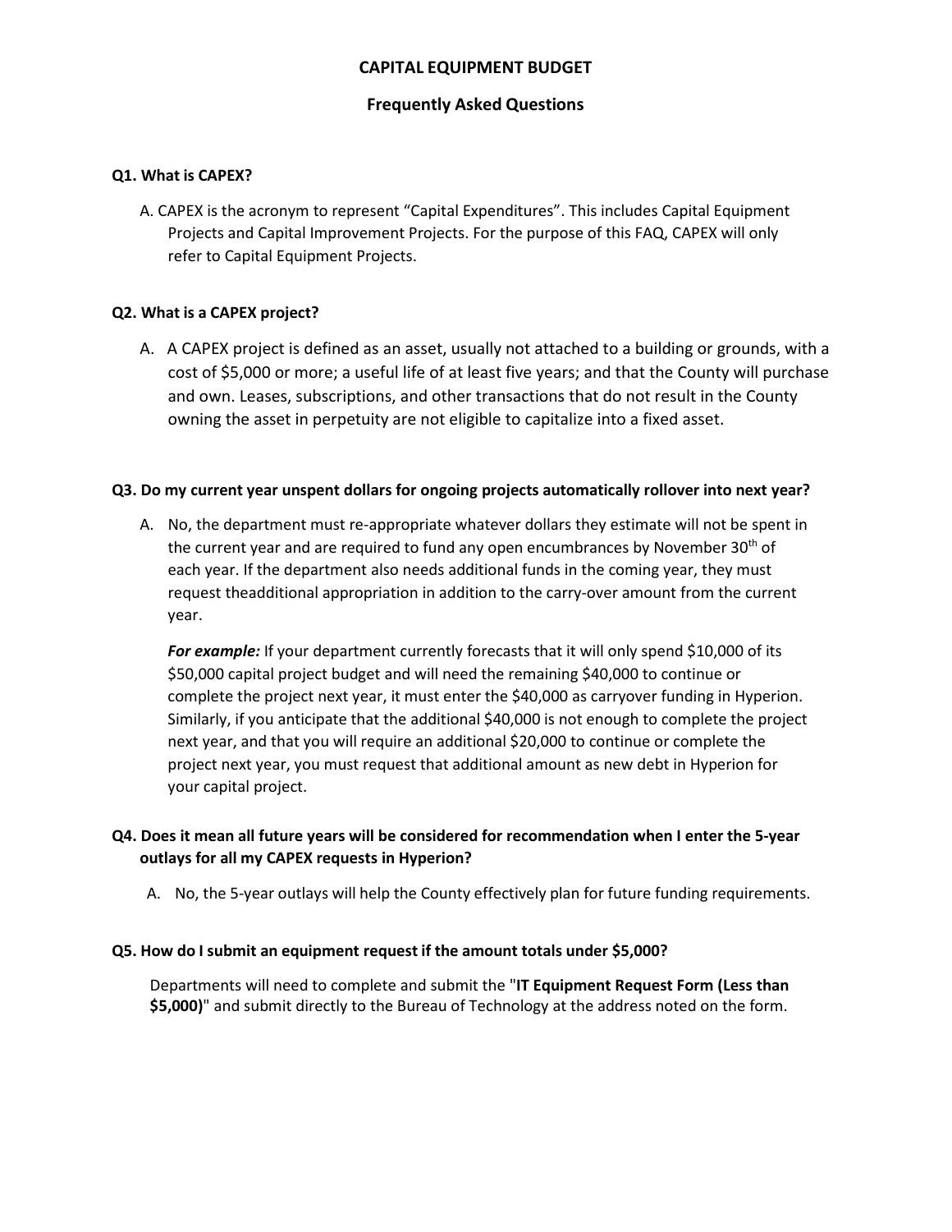# CAPITAL EQUIPMENT BUDGET

## Frequently Asked Questions

**Q1. What is CAPEX?**

A. CAPEX is the acronym to represent "Capital Expenditures". This includes Capital Equipment Projects and Capital Improvement Projects. For the purpose of this FAQ, CAPEX will only refer to Capital Equipment Projects.

**Q2. What is a CAPEX project?**

A. A CAPEX project is defined as an asset, usually not attached to a building or grounds, with a cost of $5,000 or more; a useful life of at least five years; and that the County will purchase and own. Leases, subscriptions, and other transactions that do not result in the County owning the asset in perpetuity are not eligible to capitalize into a fixed asset.

**Q3. Do my current year unspent dollars for ongoing projects automatically rollover into next year?**

A. No, the department must re-appropriate whatever dollars they estimate will not be spent in the current year and are required to fund any open encumbrances by November 30th of each year. If the department also needs additional funds in the coming year, they must request theadditional appropriation in addition to the carry-over amount from the current year.

***For example:*** If your department currently forecasts that it will only spend $10,000 of its $50,000 capital project budget and will need the remaining $40,000 to continue or complete the project next year, it must enter the $40,000 as carryover funding in Hyperion. Similarly, if you anticipate that the additional $40,000 is not enough to complete the project next year, and that you will require an additional $20,000 to continue or complete the project next year, you must request that additional amount as new debt in Hyperion for your capital project.

**Q4. Does it mean all future years will be considered for recommendation when I enter the 5-year outlays for all my CAPEX requests in Hyperion?**

A. No, the 5-year outlays will help the County effectively plan for future funding requirements.

**Q5. How do I submit an equipment request if the amount totals under $5,000?**

Departments will need to complete and submit the "**IT Equipment Request Form (Less than $5,000)**" and submit directly to the Bureau of Technology at the address noted on the form.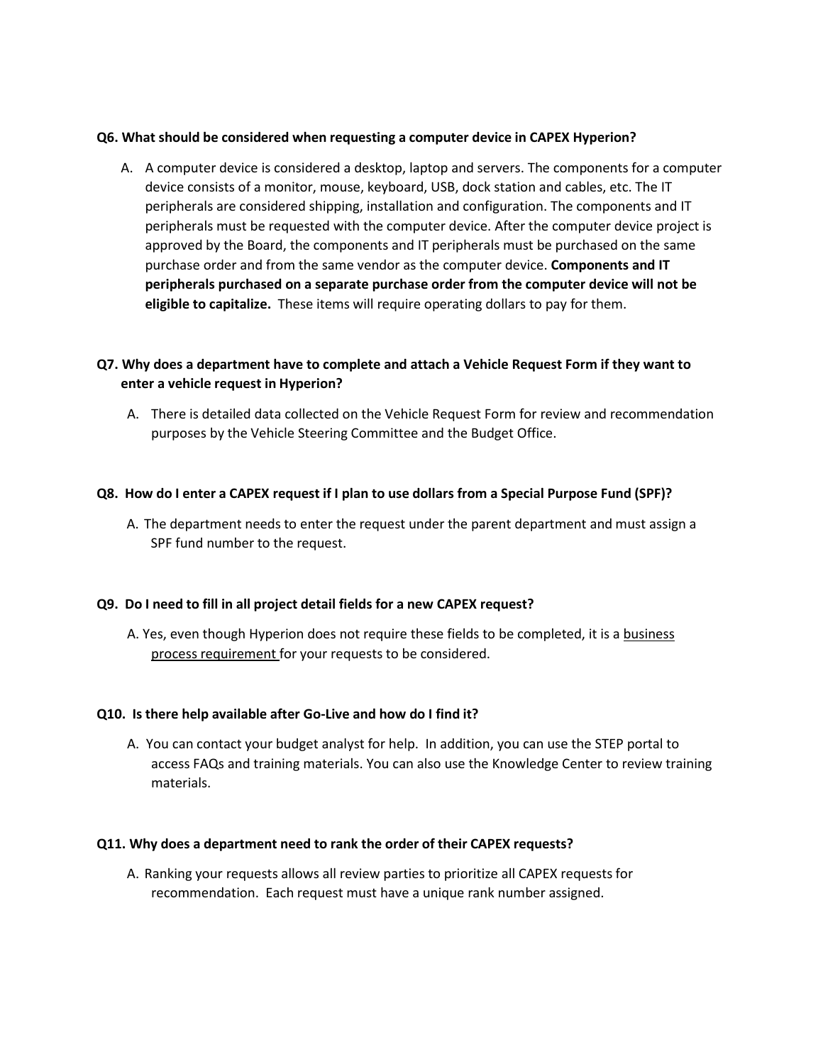**Q6. What should be considered when requesting a computer device in CAPEX Hyperion?**

A. A computer device is considered a desktop, laptop and servers. The components for a computer device consists of a monitor, mouse, keyboard, USB, dock station and cables, etc. The IT peripherals are considered shipping, installation and configuration. The components and IT peripherals must be requested with the computer device. After the computer device project is approved by the Board, the components and IT peripherals must be purchased on the same purchase order and from the same vendor as the computer device. **Components and IT peripherals purchased on a separate purchase order from the computer device will not be eligible to capitalize.** These items will require operating dollars to pay for them.

**Q7. Why does a department have to complete and attach a Vehicle Request Form if they want to enter a vehicle request in Hyperion?**

A. There is detailed data collected on the Vehicle Request Form for review and recommendation purposes by the Vehicle Steering Committee and the Budget Office.

**Q8. How do I enter a CAPEX request if I plan to use dollars from a Special Purpose Fund (SPF)?**

A. The department needs to enter the request under the parent department and must assign a SPF fund number to the request.

**Q9. Do I need to fill in all project detail fields for a new CAPEX request?**

A. Yes, even though Hyperion does not require these fields to be completed, it is a <u>business process requirement</u> for your requests to be considered.

**Q10. Is there help available after Go-Live and how do I find it?**

A. You can contact your budget analyst for help. In addition, you can use the STEP portal to access FAQs and training materials. You can also use the Knowledge Center to review training materials.

**Q11. Why does a department need to rank the order of their CAPEX requests?**

A. Ranking your requests allows all review parties to prioritize all CAPEX requests for recommendation. Each request must have a unique rank number assigned.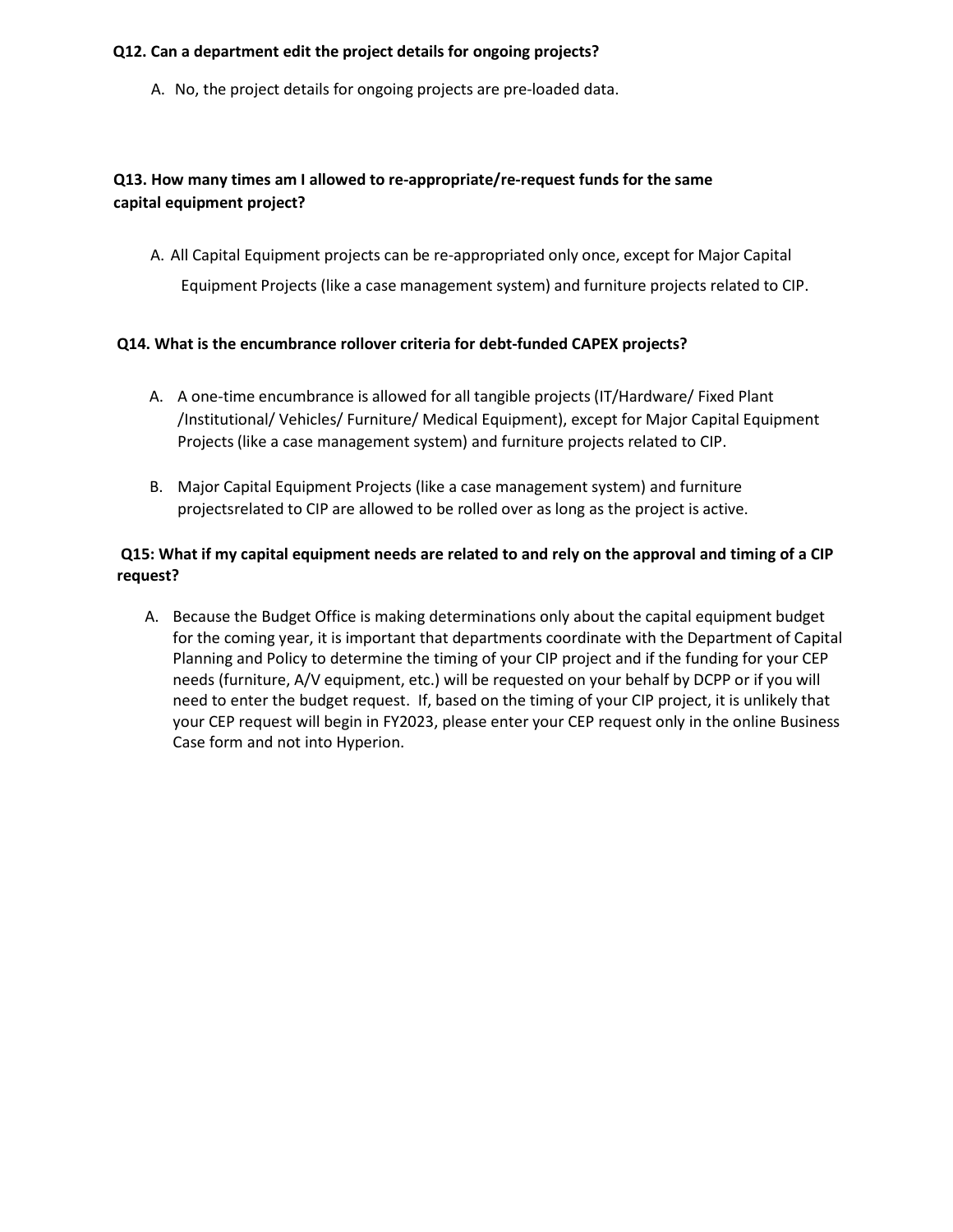**Q12. Can a department edit the project details for ongoing projects?**

A. No, the project details for ongoing projects are pre-loaded data.

**Q13. How many times am I allowed to re-appropriate/re-request funds for the same capital equipment project?**

A. All Capital Equipment projects can be re-appropriated only once, except for Major Capital Equipment Projects (like a case management system) and furniture projects related to CIP.

**Q14. What is the encumbrance rollover criteria for debt-funded CAPEX projects?**

A. A one-time encumbrance is allowed for all tangible projects (IT/Hardware/ Fixed Plant /Institutional/ Vehicles/ Furniture/ Medical Equipment), except for Major Capital Equipment Projects (like a case management system) and furniture projects related to CIP.

B. Major Capital Equipment Projects (like a case management system) and furniture projectsrelated to CIP are allowed to be rolled over as long as the project is active.

**Q15: What if my capital equipment needs are related to and rely on the approval and timing of a CIP request?**

A. Because the Budget Office is making determinations only about the capital equipment budget for the coming year, it is important that departments coordinate with the Department of Capital Planning and Policy to determine the timing of your CIP project and if the funding for your CEP needs (furniture, A/V equipment, etc.) will be requested on your behalf by DCPP or if you will need to enter the budget request. If, based on the timing of your CIP project, it is unlikely that your CEP request will begin in FY2023, please enter your CEP request only in the online Business Case form and not into Hyperion.